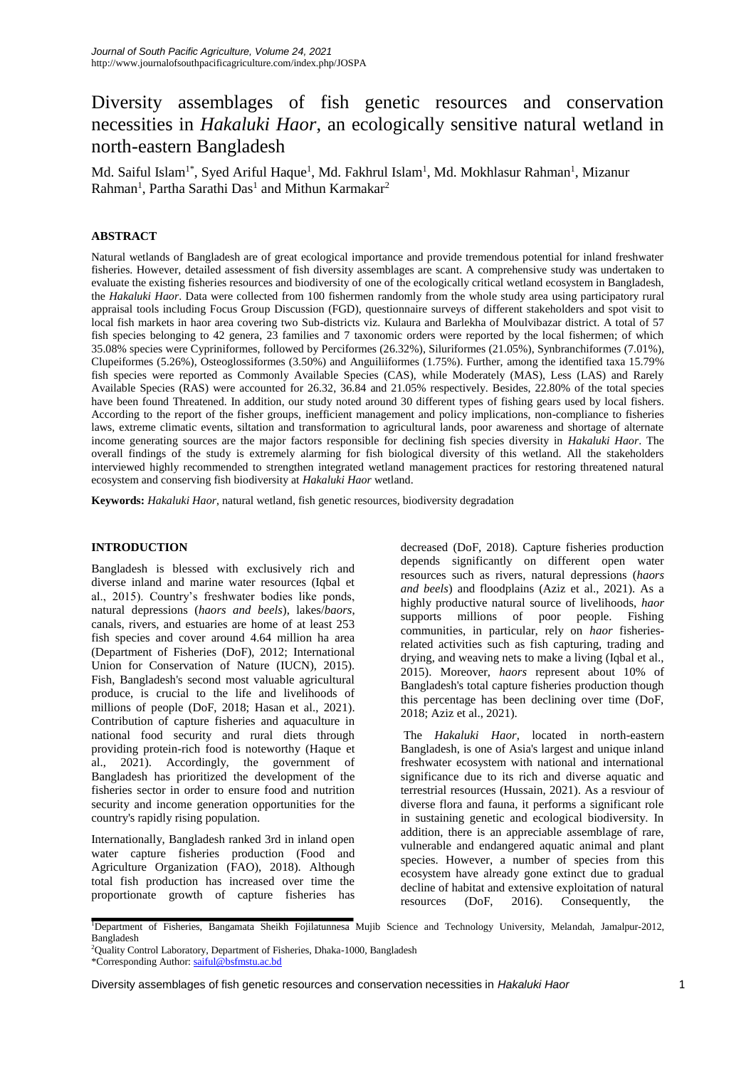# Diversity assemblages of fish genetic resources and conservation necessities in *Hakaluki Haor*, an ecologically sensitive natural wetland in north-eastern Bangladesh

Md. Saiful Islam[1*], Syed Ariful Haque[1], Md. Fakhrul Islam[1], Md. Mokhlasur Rahman[1], Mizanur Rahman[1], Partha Sarathi Das[1] and Mithun Karmakar[2]

## ABSTRACT

Natural wetlands of Bangladesh are of great ecological importance and provide tremendous potential for inland freshwater fisheries. However, detailed assessment of fish diversity assemblages are scant. A comprehensive study was undertaken to evaluate the existing fisheries resources and biodiversity of one of the ecologically critical wetland ecosystem in Bangladesh, the *Hakaluki Haor*. Data were collected from 100 fishermen randomly from the whole study area using participatory rural appraisal tools including Focus Group Discussion (FGD), questionnaire surveys of different stakeholders and spot visit to local fish markets in haor area covering two Sub-districts viz. Kulaura and Barlekha of Moulvibazar district. A total of 57 fish species belonging to 42 genera, 23 families and 7 taxonomic orders were reported by the local fishermen; of which 35.08% species were Cypriniformes, followed by Perciformes (26.32%), Siluriformes (21.05%), Synbranchiformes (7.01%), Clupeiformes (5.26%), Osteoglossiformes (3.50%) and Anguiliiformes (1.75%). Further, among the identified taxa 15.79% fish species were reported as Commonly Available Species (CAS), while Moderately (MAS), Less (LAS) and Rarely Available Species (RAS) were accounted for 26.32, 36.84 and 21.05% respectively. Besides, 22.80% of the total species have been found Threatened. In addition, our study noted around 30 different types of fishing gears used by local fishers. According to the report of the fisher groups, inefficient management and policy implications, non-compliance to fisheries laws, extreme climatic events, siltation and transformation to agricultural lands, poor awareness and shortage of alternate income generating sources are the major factors responsible for declining fish species diversity in *Hakaluki Haor*. The overall findings of the study is extremely alarming for fish biological diversity of this wetland. All the stakeholders interviewed highly recommended to strengthen integrated wetland management practices for restoring threatened natural ecosystem and conserving fish biodiversity at *Hakaluki Haor* wetland.

**Keywords:** *Hakaluki Haor*, natural wetland, fish genetic resources, biodiversity degradation

## INTRODUCTION

Bangladesh is blessed with exclusively rich and diverse inland and marine water resources (Iqbal et al., 2015). Country's freshwater bodies like ponds, natural depressions (*haors and beels*), lakes/*baors*, canals, rivers, and estuaries are home of at least 253 fish species and cover around 4.64 million ha area (Department of Fisheries (DoF), 2012; International Union for Conservation of Nature (IUCN), 2015). Fish, Bangladesh's second most valuable agricultural produce, is crucial to the life and livelihoods of millions of people (DoF, 2018; Hasan et al., 2021). Contribution of capture fisheries and aquaculture in national food security and rural diets through providing protein-rich food is noteworthy (Haque et al., 2021). Accordingly, the government of Bangladesh has prioritized the development of the fisheries sector in order to ensure food and nutrition security and income generation opportunities for the country's rapidly rising population.

Internationally, Bangladesh ranked 3rd in inland open water capture fisheries production (Food and Agriculture Organization (FAO), 2018). Although total fish production has increased over time the proportionate growth of capture fisheries has decreased (DoF, 2018). Capture fisheries production depends significantly on different open water resources such as rivers, natural depressions (*haors and beels*) and floodplains (Aziz et al., 2021). As a highly productive natural source of livelihoods, *haor* supports millions of poor people. Fishing communities, in particular, rely on *haor* fisheries-related activities such as fish capturing, trading and drying, and weaving nets to make a living (Iqbal et al., 2015). Moreover, *haors* represent about 10% of Bangladesh's total capture fisheries production though this percentage has been declining over time (DoF, 2018; Aziz et al., 2021).

The *Hakaluki Haor*, located in north-eastern Bangladesh, is one of Asia's largest and unique inland freshwater ecosystem with national and international significance due to its rich and diverse aquatic and terrestrial resources (Hussain, 2021). As a resviour of diverse flora and fauna, it performs a significant role in sustaining genetic and ecological biodiversity. In addition, there is an appreciable assemblage of rare, vulnerable and endangered aquatic animal and plant species. However, a number of species from this ecosystem have already gone extinct due to gradual decline of habitat and extensive exploitation of natural resources (DoF, 2016). Consequently, the

[1]Department of Fisheries, Bangamata Sheikh Fojilatunnesa Mujib Science and Technology University, Melandah, Jamalpur-2012, Bangladesh

[2]Quality Control Laboratory, Department of Fisheries, Dhaka-1000, Bangladesh

*Corresponding Author: saiful@bsfmstu.ac.bd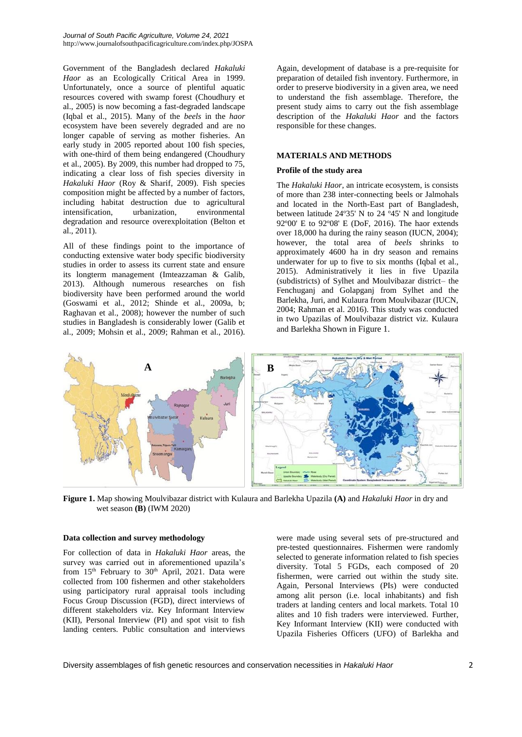Government of the Bangladesh declared *Hakaluki Haor* as an Ecologically Critical Area in 1999. Unfortunately, once a source of plentiful aquatic resources covered with swamp forest (Choudhury et al., 2005) is now becoming a fast-degraded landscape (Iqbal et al., 2015). Many of the *beels* in the *haor* ecosystem have been severely degraded and are no longer capable of serving as mother fisheries. An early study in 2005 reported about 100 fish species, with one-third of them being endangered (Choudhury et al., 2005). By 2009, this number had dropped to 75, indicating a clear loss of fish species diversity in *Hakaluki Haor* (Roy & Sharif, 2009). Fish species composition might be affected by a number of factors, including habitat destruction due to agricultural intensification, urbanization, environmental degradation and resource overexploitation (Belton et al., 2011).

All of these findings point to the importance of conducting extensive water body specific biodiversity studies in order to assess its current state and ensure its longterm management (Imteazzaman & Galib, 2013). Although numerous researches on fish biodiversity have been performed around the world (Goswami et al., 2012; Shinde et al., 2009a, b; Raghavan et al., 2008); however the number of such studies in Bangladesh is considerably lower (Galib et al., 2009; Mohsin et al., 2009; Rahman et al., 2016). Again, development of database is a pre-requisite for preparation of detailed fish inventory. Furthermore, in order to preserve biodiversity in a given area, we need to understand the fish assemblage. Therefore, the present study aims to carry out the fish assemblage description of the *Hakaluki Haor* and the factors responsible for these changes.

## MATERIALS AND METHODS

### Profile of the study area

The *Hakaluki Haor*, an intricate ecosystem, is consists of more than 238 inter-connecting beels or Jalmohals and located in the North-East part of Bangladesh, between latitude 24º35' N to 24 º45' N and longitude 92º00' E to 92º08' E (DoF, 2016). The haor extends over 18,000 ha during the rainy season (IUCN, 2004); however, the total area of *beels* shrinks to approximately 4600 ha in dry season and remains underwater for up to five to six months (Iqbal et al., 2015). Administratively it lies in five Upazila (subdistricts) of Sylhet and Moulvibazar district– the Fenchuganj and Golapganj from Sylhet and the Barlekha, Juri, and Kulaura from Moulvibazar (IUCN, 2004; Rahman et al. 2016). This study was conducted in two Upazilas of Moulvibazar district viz. Kulaura and Barlekha Shown in Figure 1.

**Figure 1.** Map showing Moulvibazar district with Kulaura and Barlekha Upazila **(A)** and *Hakaluki Haor* in dry and wet season **(B)** (IWM 2020)

### Data collection and survey methodology

For collection of data in *Hakaluki Haor* areas, the survey was carried out in aforementioned upazila's from 15th February to 30th April, 2021. Data were collected from 100 fishermen and other stakeholders using participatory rural appraisal tools including Focus Group Discussion (FGD), direct interviews of different stakeholders viz. Key Informant Interview (KII), Personal Interview (PI) and spot visit to fish landing centers. Public consultation and interviews were made using several sets of pre-structured and pre-tested questionnaires. Fishermen were randomly selected to generate information related to fish species diversity. Total 5 FGDs, each composed of 20 fishermen, were carried out within the study site. Again, Personal Interviews (PIs) were conducted among alit person (i.e. local inhabitants) and fish traders at landing centers and local markets. Total 10 alites and 10 fish traders were interviewed. Further, Key Informant Interview (KII) were conducted with Upazila Fisheries Officers (UFO) of Barlekha and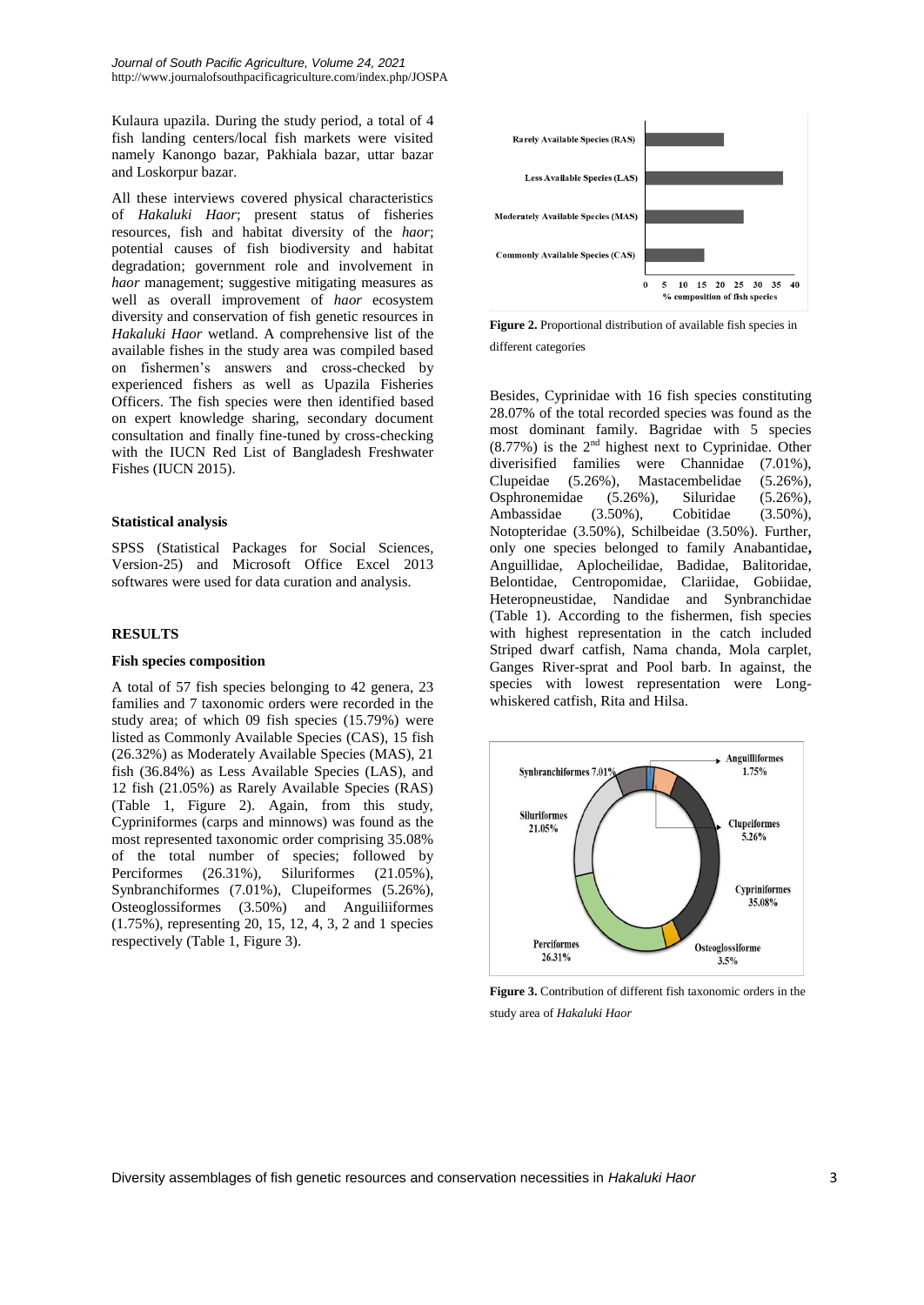Kulaura upazila. During the study period, a total of 4 fish landing centers/local fish markets were visited namely Kanongo bazar, Pakhiala bazar, uttar bazar and Loskorpur bazar.

All these interviews covered physical characteristics of *Hakaluki Haor*; present status of fisheries resources, fish and habitat diversity of the *haor*; potential causes of fish biodiversity and habitat degradation; government role and involvement in *haor* management; suggestive mitigating measures as well as overall improvement of *haor* ecosystem diversity and conservation of fish genetic resources in *Hakaluki Haor* wetland. A comprehensive list of the available fishes in the study area was compiled based on fishermen's answers and cross-checked by experienced fishers as well as Upazila Fisheries Officers. The fish species were then identified based on expert knowledge sharing, secondary document consultation and finally fine-tuned by cross-checking with the IUCN Red List of Bangladesh Freshwater Fishes (IUCN 2015).

### Statistical analysis

SPSS (Statistical Packages for Social Sciences, Version-25) and Microsoft Office Excel 2013 softwares were used for data curation and analysis.

## RESULTS

### Fish species composition

A total of 57 fish species belonging to 42 genera, 23 families and 7 taxonomic orders were recorded in the study area; of which 09 fish species (15.79%) were listed as Commonly Available Species (CAS), 15 fish (26.32%) as Moderately Available Species (MAS), 21 fish (36.84%) as Less Available Species (LAS), and 12 fish (21.05%) as Rarely Available Species (RAS) (Table 1, Figure 2). Again, from this study, Cypriniformes (carps and minnows) was found as the most represented taxonomic order comprising 35.08% of the total number of species; followed by Perciformes (26.31%), Siluriformes (21.05%), Synbranchiformes (7.01%), Clupeiformes (5.26%), Osteoglossiformes (3.50%) and Anguiliiformes (1.75%), representing 20, 15, 12, 4, 3, 2 and 1 species respectively (Table 1, Figure 3).

**Figure 2.** Proportional distribution of available fish species in different categories

Besides, Cyprinidae with 16 fish species constituting 28.07% of the total recorded species was found as the most dominant family. Bagridae with 5 species (8.77%) is the 2nd highest next to Cyprinidae. Other diverisified families were Channidae (7.01%), Clupeidae (5.26%), Mastacembelidae (5.26%), Osphronemidae (5.26%), Siluridae (5.26%), Ambassidae (3.50%), Cobitidae (3.50%), Notopteridae (3.50%), Schilbeidae (3.50%). Further, only one species belonged to family Anabantidae**,** Anguillidae, Aplocheilidae, Badidae, Balitoridae, Belontidae, Centropomidae, Clariidae, Gobiidae, Heteropneustidae, Nandidae and Synbranchidae (Table 1). According to the fishermen, fish species with highest representation in the catch included Striped dwarf catfish, Nama chanda, Mola carplet, Ganges River-sprat and Pool barb. In against, the species with lowest representation were Long-whiskered catfish, Rita and Hilsa.

**Figure 3.** Contribution of different fish taxonomic orders in the study area of *Hakaluki Haor*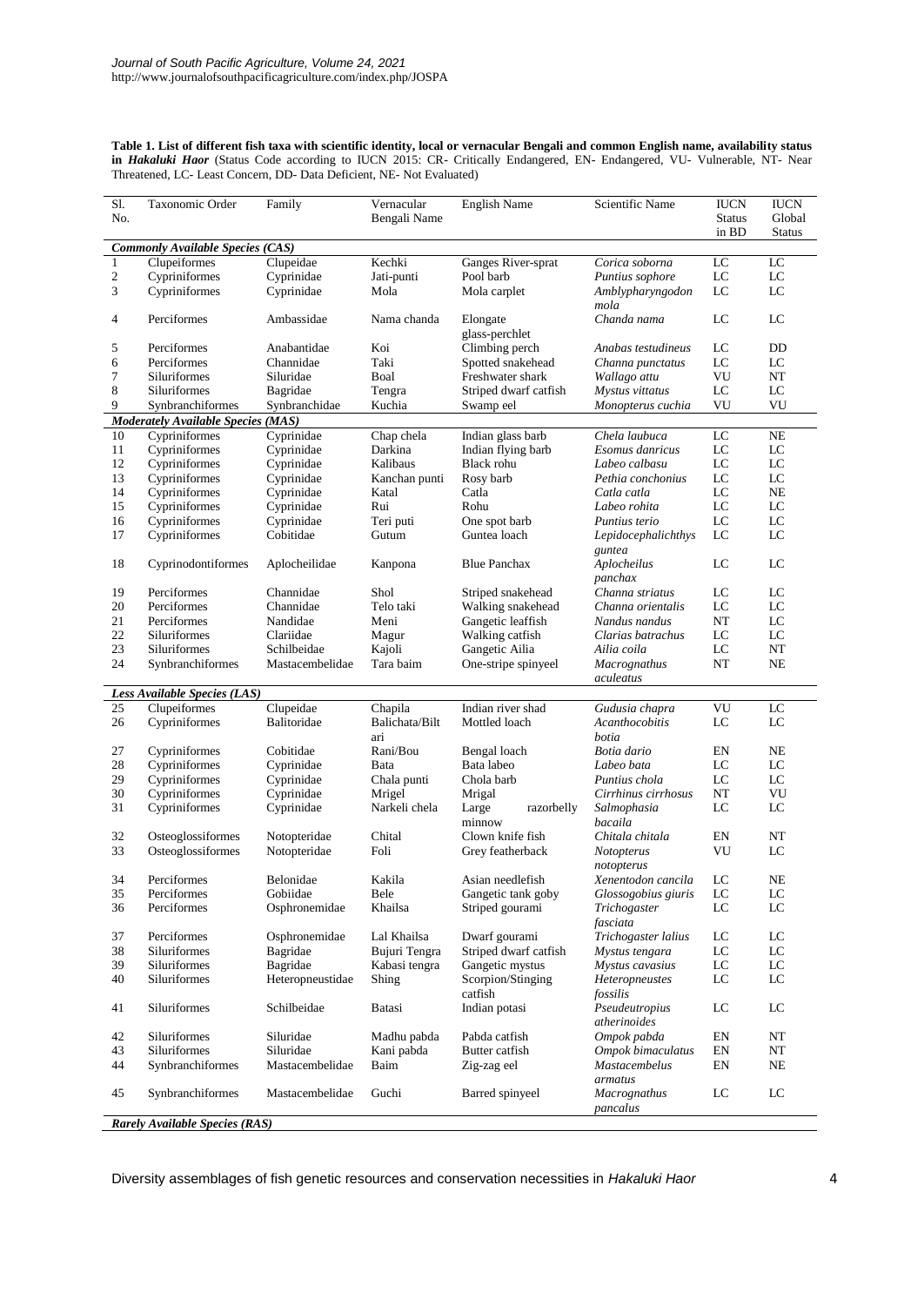**Table 1. List of different fish taxa with scientific identity, local or vernacular Bengali and common English name, availability status in *Hakaluki Haor*** (Status Code according to IUCN 2015: CR- Critically Endangered, EN- Endangered, VU- Vulnerable, NT- Near Threatened, LC- Least Concern, DD- Data Deficient, NE- Not Evaluated)

| Sl. No. | Taxonomic Order | Family | Vernacular Bengali Name | English Name | Scientific Name | IUCN Status in BD | IUCN Global Status |
|---|---|---|---|---|---|---|---|
| ***Commonly Available Species (CAS)*** | | | | | | | |
| 1 | Clupeiformes | Clupeidae | Kechki | Ganges River-sprat | *Corica soborna* | LC | LC |
| 2 | Cypriniformes | Cyprinidae | Jati-punti | Pool barb | *Puntius sophore* | LC | LC |
| 3 | Cypriniformes | Cyprinidae | Mola | Mola carplet | *Amblypharyngodon mola* | LC | LC |
| 4 | Perciformes | Ambassidae | Nama chanda | Elongate glass-perchlet | *Chanda nama* | LC | LC |
| 5 | Perciformes | Anabantidae | Koi | Climbing perch | *Anabas testudineus* | LC | DD |
| 6 | Perciformes | Channidae | Taki | Spotted snakehead | *Channa punctatus* | LC | LC |
| 7 | Siluriformes | Siluridae | Boal | Freshwater shark | *Wallago attu* | VU | NT |
| 8 | Siluriformes | Bagridae | Tengra | Striped dwarf catfish | *Mystus vittatus* | LC | LC |
| 9 | Synbranchiformes | Synbranchidae | Kuchia | Swamp eel | *Monopterus cuchia* | VU | VU |
| ***Moderately Available Species (MAS)*** | | | | | | | |
| 10 | Cypriniformes | Cyprinidae | Chap chela | Indian glass barb | *Chela laubuca* | LC | NE |
| 11 | Cypriniformes | Cyprinidae | Darkina | Indian flying barb | *Esomus danricus* | LC | LC |
| 12 | Cypriniformes | Cyprinidae | Kalibaus | Black rohu | *Labeo calbasu* | LC | LC |
| 13 | Cypriniformes | Cyprinidae | Kanchan punti | Rosy barb | *Pethia conchonius* | LC | LC |
| 14 | Cypriniformes | Cyprinidae | Katal | Catla | *Catla catla* | LC | NE |
| 15 | Cypriniformes | Cyprinidae | Rui | Rohu | *Labeo rohita* | LC | LC |
| 16 | Cypriniformes | Cyprinidae | Teri puti | One spot barb | *Puntius terio* | LC | LC |
| 17 | Cypriniformes | Cobitidae | Gutum | Guntea loach | *Lepidocephalichthys guntea* | LC | LC |
| 18 | Cyprinodontiformes | Aplocheilidae | Kanpona | Blue Panchax | *Aplocheilus panchax* | LC | LC |
| 19 | Perciformes | Channidae | Shol | Striped snakehead | *Channa striatus* | LC | LC |
| 20 | Perciformes | Channidae | Telo taki | Walking snakehead | *Channa orientalis* | LC | LC |
| 21 | Perciformes | Nandidae | Meni | Gangetic leaffish | *Nandus nandus* | NT | LC |
| 22 | Siluriformes | Clariidae | Magur | Walking catfish | *Clarias batrachus* | LC | LC |
| 23 | Siluriformes | Schilbeidae | Kajoli | Gangetic Ailia | *Ailia coila* | LC | NT |
| 24 | Synbranchiformes | Mastacembelidae | Tara baim | One-stripe spinyeel | *Macrognathus aculeatus* | NT | NE |
| ***Less Available Species (LAS)*** | | | | | | | |
| 25 | Clupeiformes | Clupeidae | Chapila | Indian river shad | *Gudusia chapra* | VU | LC |
| 26 | Cypriniformes | Balitoridae | Balichata/Bilt ari | Mottled loach | *Acanthocobitis botia* | LC | LC |
| 27 | Cypriniformes | Cobitidae | Rani/Bou | Bengal loach | *Botia dario* | EN | NE |
| 28 | Cypriniformes | Cyprinidae | Bata | Bata labeo | *Labeo bata* | LC | LC |
| 29 | Cypriniformes | Cyprinidae | Chala punti | Chola barb | *Puntius chola* | LC | LC |
| 30 | Cypriniformes | Cyprinidae | Mrigel | Mrigal | *Cirrhinus cirrhosus* | NT | VU |
| 31 | Cypriniformes | Cyprinidae | Narkeli chela | Large razorbelly minnow | *Salmophasia bacaila* | LC | LC |
| 32 | Osteoglossiformes | Notopteridae | Chital | Clown knife fish | *Chitala chitala* | EN | NT |
| 33 | Osteoglossiformes | Notopteridae | Foli | Grey featherback | *Notopterus notopterus* | VU | LC |
| 34 | Perciformes | Belonidae | Kakila | Asian needlefish | *Xenentodon cancila* | LC | NE |
| 35 | Perciformes | Gobiidae | Bele | Gangetic tank goby | *Glossogobius giuris* | LC | LC |
| 36 | Perciformes | Osphronemidae | Khailsa | Striped gourami | *Trichogaster fasciata* | LC | LC |
| 37 | Perciformes | Osphronemidae | Lal Khailsa | Dwarf gourami | *Trichogaster lalius* | LC | LC |
| 38 | Siluriformes | Bagridae | Bujuri Tengra | Striped dwarf catfish | *Mystus tengara* | LC | LC |
| 39 | Siluriformes | Bagridae | Kabasi tengra | Gangetic mystus | *Mystus cavasius* | LC | LC |
| 40 | Siluriformes | Heteropneustidae | Shing | Scorpion/Stinging catfish | *Heteropneustes fossilis* | LC | LC |
| 41 | Siluriformes | Schilbeidae | Batasi | Indian potasi | *Pseudeutropius atherinoides* | LC | LC |
| 42 | Siluriformes | Siluridae | Madhu pabda | Pabda catfish | *Ompok pabda* | EN | NT |
| 43 | Siluriformes | Siluridae | Kani pabda | Butter catfish | *Ompok bimaculatus* | EN | NT |
| 44 | Synbranchiformes | Mastacembelidae | Baim | Zig-zag eel | *Mastacembelus armatus* | EN | NE |
| 45 | Synbranchiformes | Mastacembelidae | Guchi | Barred spinyeel | *Macrognathus pancalus* | LC | LC |
| ***Rarely Available Species (RAS)*** | | | | | | | |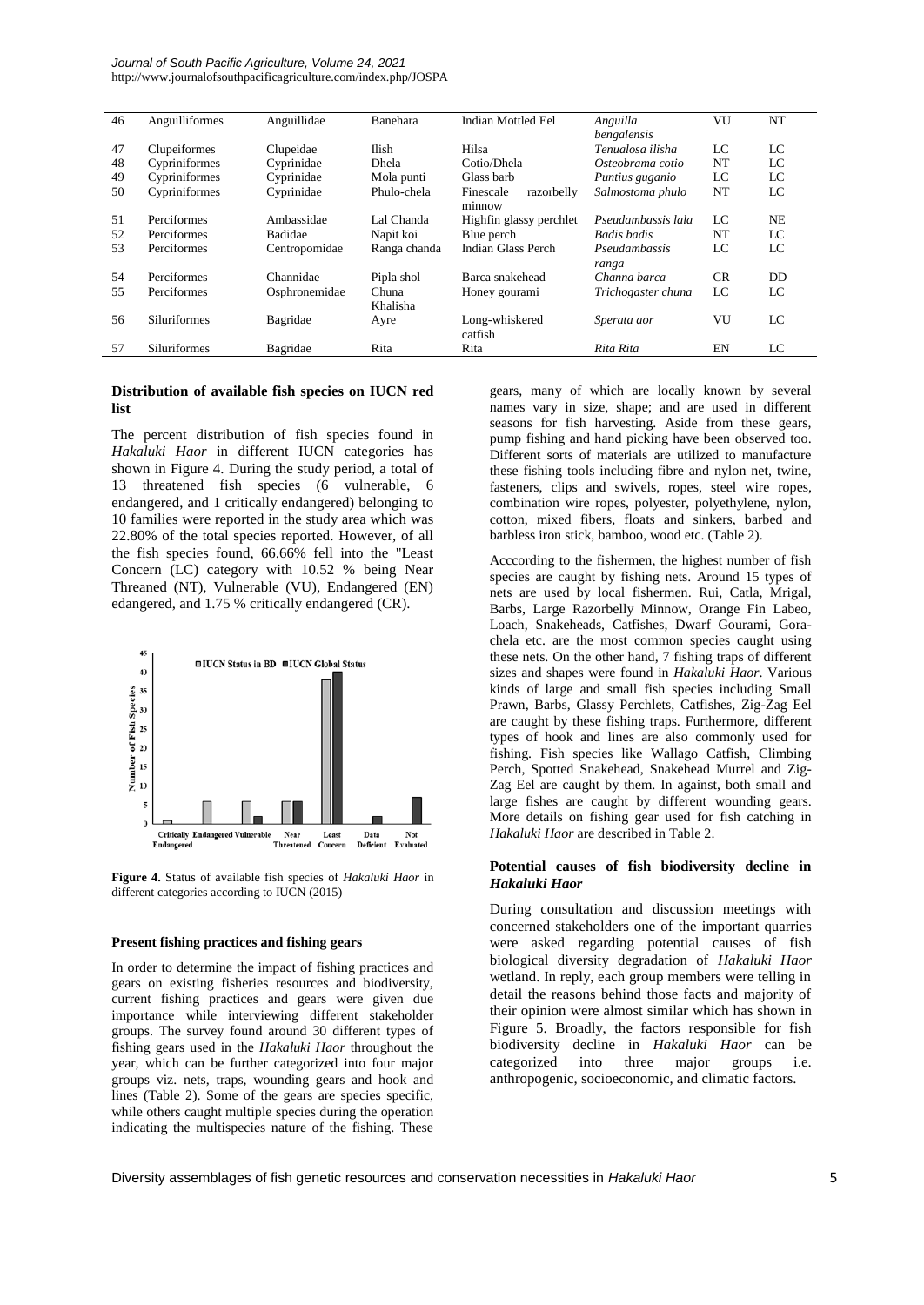| 46 | Anguilliformes | Anguillidae | Banehara | Indian Mottled Eel | *Anguilla bengalensis* | VU | NT |
|---|---|---|---|---|---|---|---|
| 47 | Clupeiformes | Clupeidae | Ilish | Hilsa | *Tenualosa ilisha* | LC | LC |
| 48 | Cypriniformes | Cyprinidae | Dhela | Cotio/Dhela | *Osteobrama cotio* | NT | LC |
| 49 | Cypriniformes | Cyprinidae | Mola punti | Glass barb | *Puntius guganio* | LC | LC |
| 50 | Cypriniformes | Cyprinidae | Phulo-chela | Finescale razorbelly minnow | *Salmostoma phulo* | NT | LC |
| 51 | Perciformes | Ambassidae | Lal Chanda | Highfin glassy perchlet | *Pseudambassis lala* | LC | NE |
| 52 | Perciformes | Badidae | Napit koi | Blue perch | *Badis badis* | NT | LC |
| 53 | Perciformes | Centropomidae | Ranga chanda | Indian Glass Perch | *Pseudambassis ranga* | LC | LC |
| 54 | Perciformes | Channidae | Pipla shol | Barca snakehead | *Channa barca* | CR | DD |
| 55 | Perciformes | Osphronemidae | Chuna Khalisha | Honey gourami | *Trichogaster chuna* | LC | LC |
| 56 | Siluriformes | Bagridae | Ayre | Long-whiskered catfish | *Sperata aor* | VU | LC |
| 57 | Siluriformes | Bagridae | Rita | Rita | *Rita Rita* | EN | LC |

### Distribution of available fish species on IUCN red list

The percent distribution of fish species found in *Hakaluki Haor* in different IUCN categories has shown in Figure 4. During the study period, a total of 13 threatened fish species (6 vulnerable, 6 endangered, and 1 critically endangered) belonging to 10 families were reported in the study area which was 22.80% of the total species reported. However, of all the fish species found, 66.66% fell into the "Least Concern (LC) category with 10.52 % being Near Threaned (NT), Vulnerable (VU), Endangered (EN) edangered, and 1.75 % critically endangered (CR).

**Figure 4.** Status of available fish species of *Hakaluki Haor* in different categories according to IUCN (2015)

### Present fishing practices and fishing gears

In order to determine the impact of fishing practices and gears on existing fisheries resources and biodiversity, current fishing practices and gears were given due importance while interviewing different stakeholder groups. The survey found around 30 different types of fishing gears used in the *Hakaluki Haor* throughout the year, which can be further categorized into four major groups viz. nets, traps, wounding gears and hook and lines (Table 2). Some of the gears are species specific, while others caught multiple species during the operation indicating the multispecies nature of the fishing. These gears, many of which are locally known by several names vary in size, shape; and are used in different seasons for fish harvesting. Aside from these gears, pump fishing and hand picking have been observed too. Different sorts of materials are utilized to manufacture these fishing tools including fibre and nylon net, twine, fasteners, clips and swivels, ropes, steel wire ropes, combination wire ropes, polyester, polyethylene, nylon, cotton, mixed fibers, floats and sinkers, barbed and barbless iron stick, bamboo, wood etc. (Table 2).

Acccording to the fishermen, the highest number of fish species are caught by fishing nets. Around 15 types of nets are used by local fishermen. Rui, Catla, Mrigal, Barbs, Large Razorbelly Minnow, Orange Fin Labeo, Loach, Snakeheads, Catfishes, Dwarf Gourami, Gora-chela etc. are the most common species caught using these nets. On the other hand, 7 fishing traps of different sizes and shapes were found in *Hakaluki Haor*. Various kinds of large and small fish species including Small Prawn, Barbs, Glassy Perchlets, Catfishes, Zig-Zag Eel are caught by these fishing traps. Furthermore, different types of hook and lines are also commonly used for fishing. Fish species like Wallago Catfish, Climbing Perch, Spotted Snakehead, Snakehead Murrel and Zig-Zag Eel are caught by them. In against, both small and large fishes are caught by different wounding gears. More details on fishing gear used for fish catching in *Hakaluki Haor* are described in Table 2.

### Potential causes of fish biodiversity decline in *Hakaluki Haor*

During consultation and discussion meetings with concerned stakeholders one of the important quarries were asked regarding potential causes of fish biological diversity degradation of *Hakaluki Haor* wetland. In reply, each group members were telling in detail the reasons behind those facts and majority of their opinion were almost similar which has shown in Figure 5. Broadly, the factors responsible for fish biodiversity decline in *Hakaluki Haor* can be categorized into three major groups i.e. anthropogenic, socioeconomic, and climatic factors.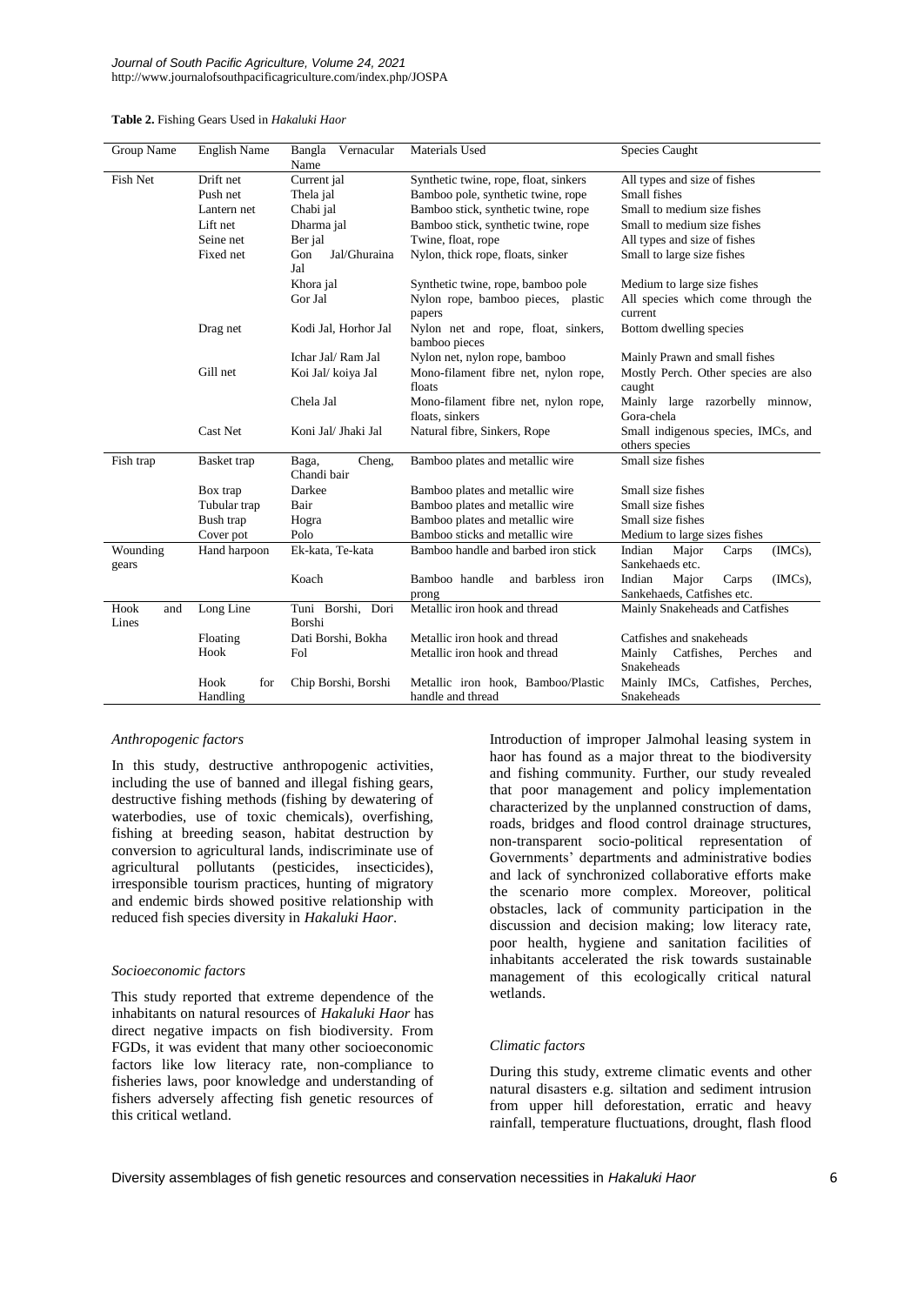**Table 2.** Fishing Gears Used in *Hakaluki Haor*

| Group Name | English Name | Bangla Vernacular Name | Materials Used | Species Caught |
|---|---|---|---|---|
| Fish Net | Drift net | Current jal | Synthetic twine, rope, float, sinkers | All types and size of fishes |
| | Push net | Thela jal | Bamboo pole, synthetic twine, rope | Small fishes |
| | Lantern net | Chabi jal | Bamboo stick, synthetic twine, rope | Small to medium size fishes |
| | Lift net | Dharma jal | Bamboo stick, synthetic twine, rope | Small to medium size fishes |
| | Seine net | Ber jal | Twine, float, rope | All types and size of fishes |
| | Fixed net | Gon Jal/Ghuraina Jal | Nylon, thick rope, floats, sinker | Small to large size fishes |
| | | Khora jal | Synthetic twine, rope, bamboo pole | Medium to large size fishes |
| | | Gor Jal | Nylon rope, bamboo pieces, plastic papers | All species which come through the current |
| | Drag net | Kodi Jal, Horhor Jal | Nylon net and rope, float, sinkers, bamboo pieces | Bottom dwelling species |
| | | Ichar Jal/ Ram Jal | Nylon net, nylon rope, bamboo | Mainly Prawn and small fishes |
| | Gill net | Koi Jal/ koiya Jal | Mono-filament fibre net, nylon rope, floats | Mostly Perch. Other species are also caught |
| | | Chela Jal | Mono-filament fibre net, nylon rope, floats, sinkers | Mainly large razorbelly minnow, Gora-chela |
| | Cast Net | Koni Jal/ Jhaki Jal | Natural fibre, Sinkers, Rope | Small indigenous species, IMCs, and others species |
| Fish trap | Basket trap | Baga, Cheng, Chandi bair | Bamboo plates and metallic wire | Small size fishes |
| | Box trap | Darkee | Bamboo plates and metallic wire | Small size fishes |
| | Tubular trap | Bair | Bamboo plates and metallic wire | Small size fishes |
| | Bush trap | Hogra | Bamboo plates and metallic wire | Small size fishes |
| | Cover pot | Polo | Bamboo sticks and metallic wire | Medium to large sizes fishes |
| Wounding gears | Hand harpoon | Ek-kata, Te-kata | Bamboo handle and barbed iron stick | Indian Major Carps (IMCs), Sankehaeds etc. |
| | | Koach | Bamboo handle and barbless iron prong | Indian Major Carps (IMCs), Sankehaeds, Catfishes etc. |
| Hook and Lines | Long Line | Tuni Borshi, Dori Borshi | Metallic iron hook and thread | Mainly Snakeheads and Catfishes |
| | Floating | Dati Borshi, Bokha | Metallic iron hook and thread | Catfishes and snakeheads |
| | Hook | Fol | Metallic iron hook and thread | Mainly Catfishes, Perches and Snakeheads |
| | Hook for Handling | Chip Borshi, Borshi | Metallic iron hook, Bamboo/Plastic handle and thread | Mainly IMCs, Catfishes, Perches, Snakeheads |

*Anthropogenic factors*

In this study, destructive anthropogenic activities, including the use of banned and illegal fishing gears, destructive fishing methods (fishing by dewatering of waterbodies, use of toxic chemicals), overfishing, fishing at breeding season, habitat destruction by conversion to agricultural lands, indiscriminate use of agricultural pollutants (pesticides, insecticides), irresponsible tourism practices, hunting of migratory and endemic birds showed positive relationship with reduced fish species diversity in *Hakaluki Haor*.

*Socioeconomic factors*

This study reported that extreme dependence of the inhabitants on natural resources of *Hakaluki Haor* has direct negative impacts on fish biodiversity. From FGDs, it was evident that many other socioeconomic factors like low literacy rate, non-compliance to fisheries laws, poor knowledge and understanding of fishers adversely affecting fish genetic resources of this critical wetland.

Introduction of improper Jalmohal leasing system in haor has found as a major threat to the biodiversity and fishing community. Further, our study revealed that poor management and policy implementation characterized by the unplanned construction of dams, roads, bridges and flood control drainage structures, non-transparent socio-political representation of Governments' departments and administrative bodies and lack of synchronized collaborative efforts make the scenario more complex. Moreover, political obstacles, lack of community participation in the discussion and decision making; low literacy rate, poor health, hygiene and sanitation facilities of inhabitants accelerated the risk towards sustainable management of this ecologically critical natural wetlands.

*Climatic factors*

During this study, extreme climatic events and other natural disasters e.g. siltation and sediment intrusion from upper hill deforestation, erratic and heavy rainfall, temperature fluctuations, drought, flash flood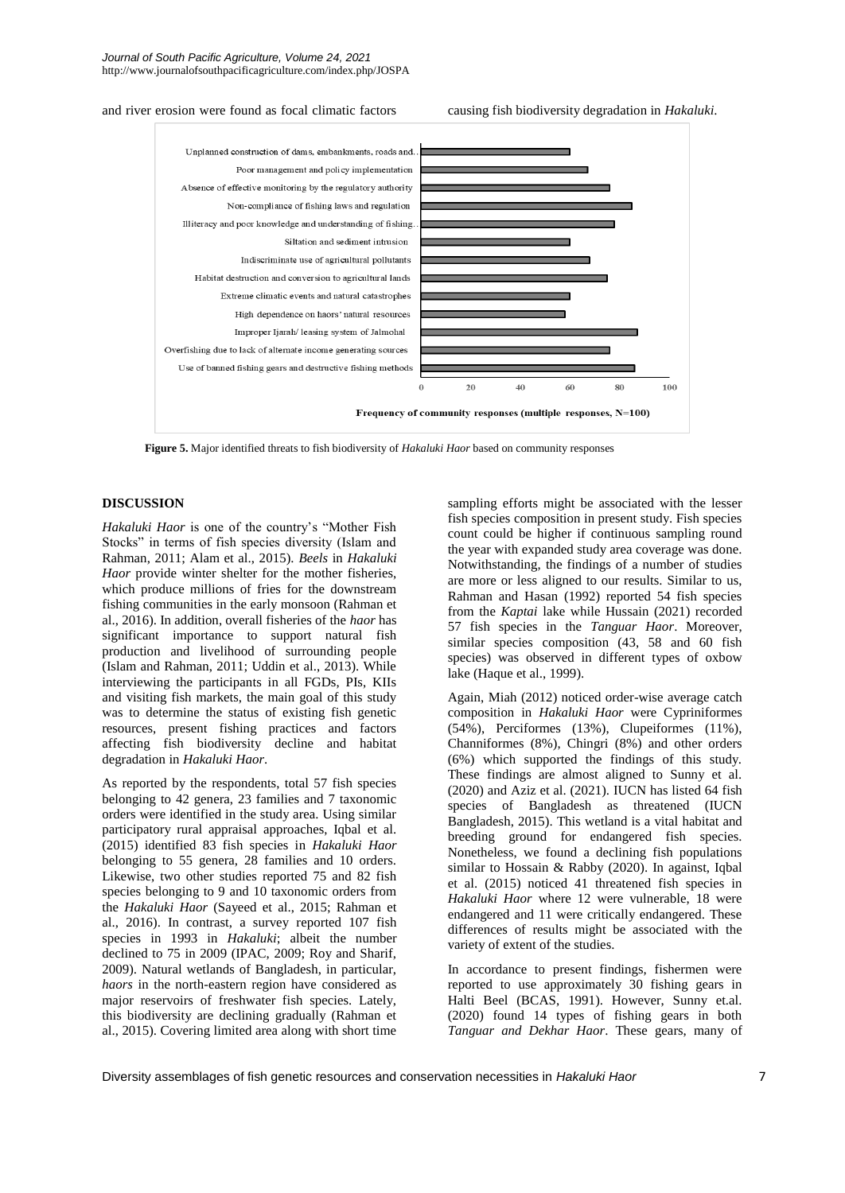and river erosion were found as focal climatic factors causing fish biodiversity degradation in *Hakaluki*.

Unplanned construction of dams, embankments, roads and..
Poor management and policy implementation
Absence of effective monitoring by the regulatory authority
Non-compliance of fishing laws and regulation
Illiteracy and poor knowledge and understanding of fishing..
Siltation and sediment intrusion
Indiscriminate use of agricultural pollutants
Habitat destruction and conversion to agricultural lands
Extreme climatic events and natural catastrophes
High dependence on haors' natural resources
Improper Ijarah/ leasing system of Jalmohal
Overfishing due to lack of alternate income generating sources
Use of banned fishing gears and destructive fishing methods

0 20 40 60 80 100

**Frequency of community responses (multiple responses, N=100)**

**Figure 5.** Major identified threats to fish biodiversity of *Hakaluki Haor* based on community responses

## DISCUSSION

*Hakaluki Haor* is one of the country's "Mother Fish Stocks" in terms of fish species diversity (Islam and Rahman, 2011; Alam et al., 2015). *Beels* in *Hakaluki Haor* provide winter shelter for the mother fisheries, which produce millions of fries for the downstream fishing communities in the early monsoon (Rahman et al., 2016). In addition, overall fisheries of the *haor* has significant importance to support natural fish production and livelihood of surrounding people (Islam and Rahman, 2011; Uddin et al., 2013). While interviewing the participants in all FGDs, PIs, KIIs and visiting fish markets, the main goal of this study was to determine the status of existing fish genetic resources, present fishing practices and factors affecting fish biodiversity decline and habitat degradation in *Hakaluki Haor*.

As reported by the respondents, total 57 fish species belonging to 42 genera, 23 families and 7 taxonomic orders were identified in the study area. Using similar participatory rural appraisal approaches, Iqbal et al. (2015) identified 83 fish species in *Hakaluki Haor* belonging to 55 genera, 28 families and 10 orders. Likewise, two other studies reported 75 and 82 fish species belonging to 9 and 10 taxonomic orders from the *Hakaluki Haor* (Sayeed et al., 2015; Rahman et al., 2016). In contrast, a survey reported 107 fish species in 1993 in *Hakaluki*; albeit the number declined to 75 in 2009 (IPAC, 2009; Roy and Sharif, 2009). Natural wetlands of Bangladesh, in particular, *haors* in the north-eastern region have considered as major reservoirs of freshwater fish species. Lately, this biodiversity are declining gradually (Rahman et al., 2015). Covering limited area along with short time sampling efforts might be associated with the lesser fish species composition in present study. Fish species count could be higher if continuous sampling round the year with expanded study area coverage was done. Notwithstanding, the findings of a number of studies are more or less aligned to our results. Similar to us, Rahman and Hasan (1992) reported 54 fish species from the *Kaptai* lake while Hussain (2021) recorded 57 fish species in the *Tanguar Haor*. Moreover, similar species composition (43, 58 and 60 fish species) was observed in different types of oxbow lake (Haque et al., 1999).

Again, Miah (2012) noticed order-wise average catch composition in *Hakaluki Haor* were Cypriniformes (54%), Perciformes (13%), Clupeiformes (11%), Channiformes (8%), Chingri (8%) and other orders (6%) which supported the findings of this study. These findings are almost aligned to Sunny et al. (2020) and Aziz et al. (2021). IUCN has listed 64 fish species of Bangladesh as threatened (IUCN Bangladesh, 2015). This wetland is a vital habitat and breeding ground for endangered fish species. Nonetheless, we found a declining fish populations similar to Hossain & Rabby (2020). In against, Iqbal et al. (2015) noticed 41 threatened fish species in *Hakaluki Haor* where 12 were vulnerable, 18 were endangered and 11 were critically endangered. These differences of results might be associated with the variety of extent of the studies.

In accordance to present findings, fishermen were reported to use approximately 30 fishing gears in Halti Beel (BCAS, 1991). However, Sunny et.al. (2020) found 14 types of fishing gears in both *Tanguar and Dekhar Haor*. These gears, many of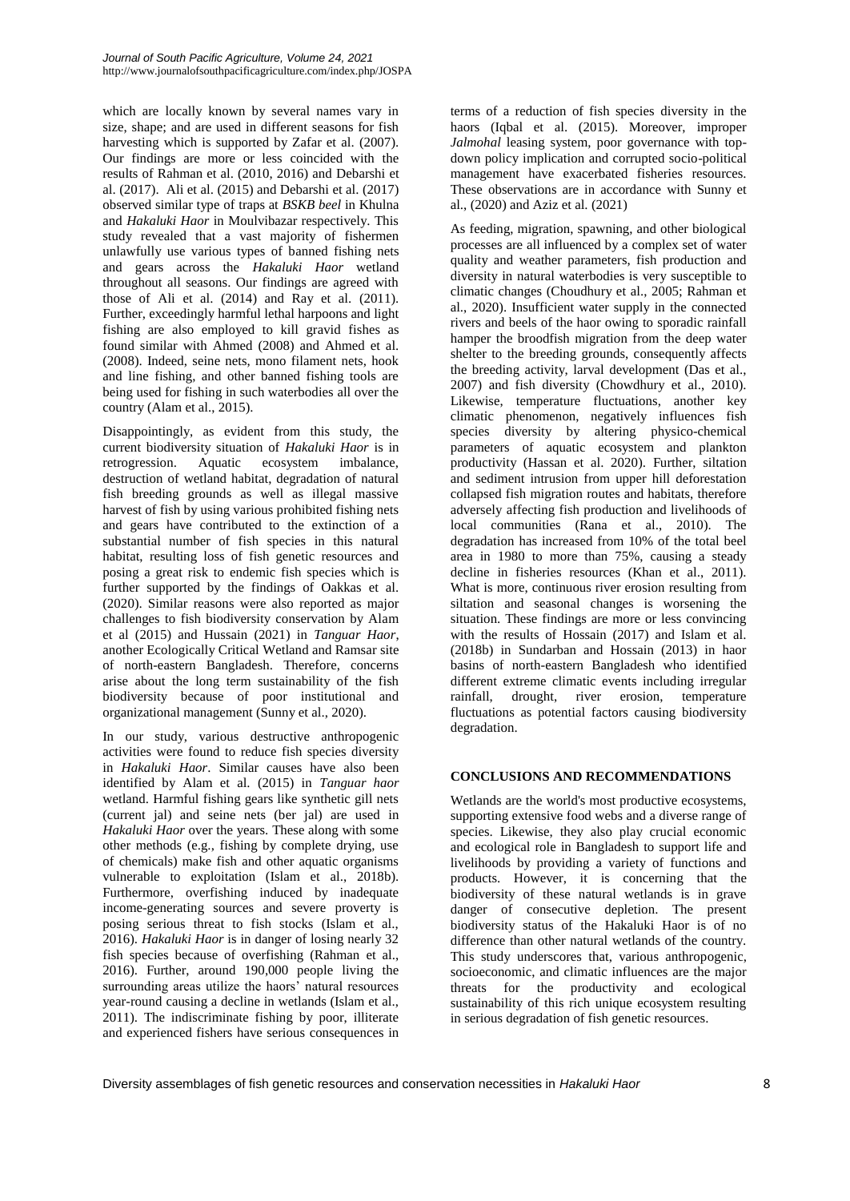which are locally known by several names vary in size, shape; and are used in different seasons for fish harvesting which is supported by Zafar et al. (2007). Our findings are more or less coincided with the results of Rahman et al. (2010, 2016) and Debarshi et al. (2017). Ali et al. (2015) and Debarshi et al. (2017) observed similar type of traps at *BSKB beel* in Khulna and *Hakaluki Haor* in Moulvibazar respectively. This study revealed that a vast majority of fishermen unlawfully use various types of banned fishing nets and gears across the *Hakaluki Haor* wetland throughout all seasons. Our findings are agreed with those of Ali et al. (2014) and Ray et al. (2011). Further, exceedingly harmful lethal harpoons and light fishing are also employed to kill gravid fishes as found similar with Ahmed (2008) and Ahmed et al. (2008). Indeed, seine nets, mono filament nets, hook and line fishing, and other banned fishing tools are being used for fishing in such waterbodies all over the country (Alam et al., 2015).

Disappointingly, as evident from this study, the current biodiversity situation of *Hakaluki Haor* is in retrogression. Aquatic ecosystem imbalance, destruction of wetland habitat, degradation of natural fish breeding grounds as well as illegal massive harvest of fish by using various prohibited fishing nets and gears have contributed to the extinction of a substantial number of fish species in this natural habitat, resulting loss of fish genetic resources and posing a great risk to endemic fish species which is further supported by the findings of Oakkas et al. (2020). Similar reasons were also reported as major challenges to fish biodiversity conservation by Alam et al (2015) and Hussain (2021) in *Tanguar Haor*, another Ecologically Critical Wetland and Ramsar site of north-eastern Bangladesh. Therefore, concerns arise about the long term sustainability of the fish biodiversity because of poor institutional and organizational management (Sunny et al., 2020).

In our study, various destructive anthropogenic activities were found to reduce fish species diversity in *Hakaluki Haor*. Similar causes have also been identified by Alam et al. (2015) in *Tanguar haor* wetland. Harmful fishing gears like synthetic gill nets (current jal) and seine nets (ber jal) are used in *Hakaluki Haor* over the years. These along with some other methods (e.g., fishing by complete drying, use of chemicals) make fish and other aquatic organisms vulnerable to exploitation (Islam et al., 2018b). Furthermore, overfishing induced by inadequate income-generating sources and severe proverty is posing serious threat to fish stocks (Islam et al., 2016). *Hakaluki Haor* is in danger of losing nearly 32 fish species because of overfishing (Rahman et al., 2016). Further, around 190,000 people living the surrounding areas utilize the haors' natural resources year-round causing a decline in wetlands (Islam et al., 2011). The indiscriminate fishing by poor, illiterate and experienced fishers have serious consequences in terms of a reduction of fish species diversity in the haors (Iqbal et al. (2015). Moreover, improper *Jalmohal* leasing system, poor governance with top-down policy implication and corrupted socio-political management have exacerbated fisheries resources. These observations are in accordance with Sunny et al., (2020) and Aziz et al. (2021)

As feeding, migration, spawning, and other biological processes are all influenced by a complex set of water quality and weather parameters, fish production and diversity in natural waterbodies is very susceptible to climatic changes (Choudhury et al., 2005; Rahman et al., 2020). Insufficient water supply in the connected rivers and beels of the haor owing to sporadic rainfall hamper the broodfish migration from the deep water shelter to the breeding grounds, consequently affects the breeding activity, larval development (Das et al., 2007) and fish diversity (Chowdhury et al., 2010). Likewise, temperature fluctuations, another key climatic phenomenon, negatively influences fish species diversity by altering physico-chemical parameters of aquatic ecosystem and plankton productivity (Hassan et al. 2020). Further, siltation and sediment intrusion from upper hill deforestation collapsed fish migration routes and habitats, therefore adversely affecting fish production and livelihoods of local communities (Rana et al., 2010). The degradation has increased from 10% of the total beel area in 1980 to more than 75%, causing a steady decline in fisheries resources (Khan et al., 2011). What is more, continuous river erosion resulting from siltation and seasonal changes is worsening the situation. These findings are more or less convincing with the results of Hossain (2017) and Islam et al. (2018b) in Sundarban and Hossain (2013) in haor basins of north-eastern Bangladesh who identified different extreme climatic events including irregular rainfall, drought, river erosion, temperature fluctuations as potential factors causing biodiversity degradation.

## CONCLUSIONS AND RECOMMENDATIONS

Wetlands are the world's most productive ecosystems, supporting extensive food webs and a diverse range of species. Likewise, they also play crucial economic and ecological role in Bangladesh to support life and livelihoods by providing a variety of functions and products. However, it is concerning that the biodiversity of these natural wetlands is in grave danger of consecutive depletion. The present biodiversity status of the Hakaluki Haor is of no difference than other natural wetlands of the country. This study underscores that, various anthropogenic, socioeconomic, and climatic influences are the major threats for the productivity and ecological sustainability of this rich unique ecosystem resulting in serious degradation of fish genetic resources.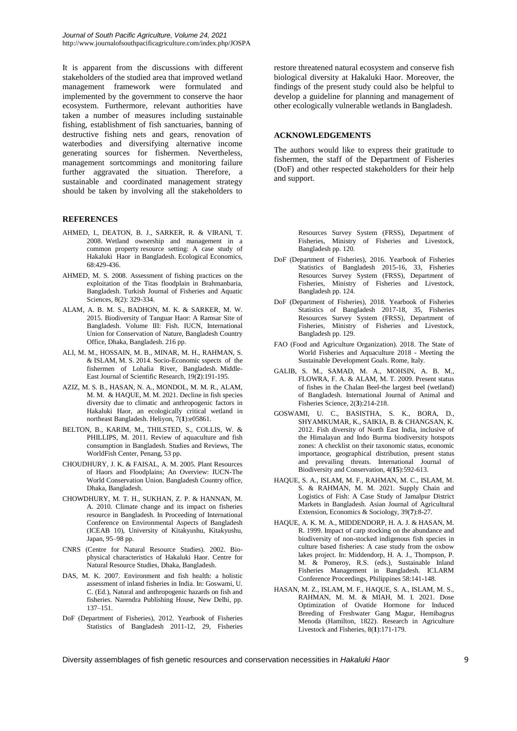It is apparent from the discussions with different stakeholders of the studied area that improved wetland management framework were formulated and implemented by the government to conserve the haor ecosystem. Furthermore, relevant authorities have taken a number of measures including sustainable fishing, establishment of fish sanctuaries, banning of destructive fishing nets and gears, renovation of waterbodies and diversifying alternative income generating sources for fishermen. Nevertheless, management sortcommings and monitoring failure further aggravated the situation. Therefore, a sustainable and coordinated management strategy should be taken by involving all the stakeholders to restore threatened natural ecosystem and conserve fish biological diversity at Hakaluki Haor. Moreover, the findings of the present study could also be helpful to develop a guideline for planning and management of other ecologically vulnerable wetlands in Bangladesh.

## ACKNOWLEDGEMENTS

The authors would like to express their gratitude to fishermen, the staff of the Department of Fisheries (DoF) and other respected stakeholders for their help and support.

## REFERENCES

AHMED, I., DEATON, B. J., SARKER, R. & VIRANI, T. 2008. Wetland ownership and management in a common property resource setting: A case study of Hakaluki Haor in Bangladesh. Ecological Economics, 68:429-436.

AHMED, M. S. 2008. Assessment of fishing practices on the exploitation of the Titas floodplain in Brahmanbaria, Bangladesh. Turkish Journal of Fisheries and Aquatic Sciences, 8(2): 329-334.

ALAM, A. B. M. S., BADHON, M. K. & SARKER, M. W. 2015. Biodiversity of Tanguar Haor: A Ramsar Site of Bangladesh. Volume III: Fish. IUCN, International Union for Conservation of Nature, Bangladesh Country Office, Dhaka, Bangladesh. 216 pp.

ALI, M. M., HOSSAIN, M. B., MINAR, M. H., RAHMAN, S. & ISLAM, M. S. 2014. Socio-Economic sspects of the fishermen of Lohalia River, Bangladesh. Middle-East Journal of Scientific Research, 19(**2**):191-195.

AZIZ, M. S. B., HASAN, N. A., MONDOL, M. M. R., ALAM, M. M. & HAQUE, M. M. 2021. Decline in fish species diversity due to climatic and anthropogenic factors in Hakaluki Haor, an ecologically critical wetland in northeast Bangladesh. Heliyon, 7(**1**):e05861.

BELTON, B., KARIM, M., THILSTED, S., COLLIS, W. & PHILLIPS, M. 2011. Review of aquaculture and fish consumption in Bangladesh. Studies and Reviews, The WorldFish Center, Penang, 53 pp.

CHOUDHURY, J. K. & FAISAL, A. M. 2005. Plant Resources of Haors and Floodplains; An Overview: IUCN-The World Conservation Union. Bangladesh Country office, Dhaka, Bangladesh.

CHOWDHURY, M. T. H., SUKHAN, Z. P. & HANNAN, M. A. 2010. Climate change and its impact on fisheries resource in Bangladesh. In Proceeding of International Conference on Environmental Aspects of Bangladesh (ICEAB 10), University of Kitakyushu, Kitakyushu, Japan, 95–98 pp.

CNRS (Centre for Natural Resource Studies). 2002. Bio-physical characteristics of Hakaluki Haor. Centre for Natural Resource Studies, Dhaka, Bangladesh.

DAS, M. K. 2007. Environment and fish health: a holistic assessment of inland fisheries in India. In: Goswami, U. C. (Ed.), Natural and anthropogenic hazards on fish and fisheries. Narendra Publishing House, New Delhi, pp. 137–151.

DoF (Department of Fisheries), 2012. Yearbook of Fisheries Statistics of Bangladesh 2011-12, 29, Fisheries Resources Survey System (FRSS), Department of Fisheries, Ministry of Fisheries and Livestock, Bangladesh pp. 120.

DoF (Department of Fisheries), 2016. Yearbook of Fisheries Statistics of Bangladesh 2015-16, 33, Fisheries Resources Survey System (FRSS), Department of Fisheries, Ministry of Fisheries and Livestock, Bangladesh pp. 124.

DoF (Department of Fisheries), 2018. Yearbook of Fisheries Statistics of Bangladesh 2017-18, 35, Fisheries Resources Survey System (FRSS), Department of Fisheries, Ministry of Fisheries and Livestock, Bangladesh pp. 129.

FAO (Food and Agriculture Organization). 2018. The State of World Fisheries and Aquaculture 2018 - Meeting the Sustainable Development Goals. Rome, Italy.

GALIB, S. M., SAMAD, M. A., MOHSIN, A. B. M., FLOWRA, F. A. & ALAM, M. T. 2009. Present status of fishes in the Chalan Beel-the largest beel (wetland) of Bangladesh. International Journal of Animal and Fisheries Science, 2(**3**):214-218.

GOSWAMI, U. C., BASISTHA, S. K., BORA, D., SHYAMKUMAR, K., SAIKIA, B. & CHANGSAN, K. 2012. Fish diversity of North East India, inclusive of the Himalayan and Indo Burma biodiversity hotspots zones: A checklist on their taxonomic status, economic importance, geographical distribution, present status and prevailing threats. International Journal of Biodiversity and Conservation, 4(**15**):592-613.

HAQUE, S. A., ISLAM, M. F., RAHMAN, M. C., ISLAM, M. S. & RAHMAN, M. M. 2021. Supply Chain and Logistics of Fish: A Case Study of Jamalpur District Markets in Bangladesh. Asian Journal of Agricultural Extension, Economics & Sociology, 39(**7**):8-27.

HAQUE, A. K. M. A., MIDDENDORP, H. A. J. & HASAN, M. R. 1999. Impact of carp stocking on the abundance and biodiversity of non-stocked indigenous fish species in culture based fisheries: A case study from the oxbow lakes project. In: Middendorp, H. A. J., Thompson, P. M. & Pomeroy, R.S. (eds.), Sustainable Inland Fisheries Management in Bangladesh. ICLARM Conference Proceedings, Philippines 58:141-148.

HASAN, M. Z., ISLAM, M. F., HAQUE, S. A., ISLAM, M. S., RAHMAN, M. M. & MIAH, M. I. 2021. Dose Optimization of Ovatide Hormone for Induced Breeding of Freshwater Gang Magur, Hemibagrus Menoda (Hamilton, 1822). Research in Agriculture Livestock and Fisheries, 8(**1**):171-179.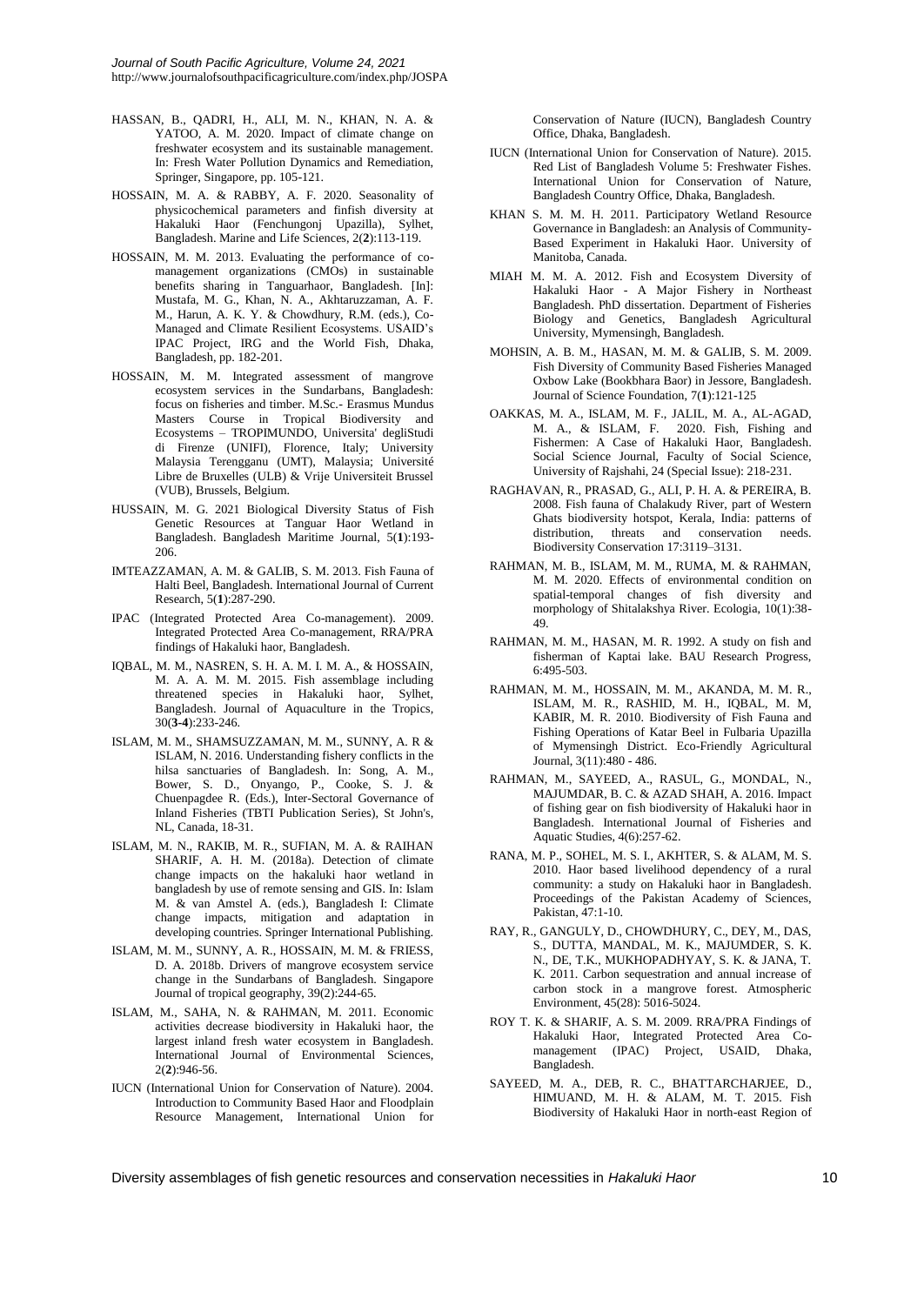HASSAN, B., QADRI, H., ALI, M. N., KHAN, N. A. & YATOO, A. M. 2020. Impact of climate change on freshwater ecosystem and its sustainable management. In: Fresh Water Pollution Dynamics and Remediation, Springer, Singapore, pp. 105-121.

HOSSAIN, M. A. & RABBY, A. F. 2020. Seasonality of physicochemical parameters and finfish diversity at Hakaluki Haor (Fenchungonj Upazilla), Sylhet, Bangladesh. Marine and Life Sciences, 2(**2**):113-119.

HOSSAIN, M. M. 2013. Evaluating the performance of co-management organizations (CMOs) in sustainable benefits sharing in Tanguarhaor, Bangladesh. [In]: Mustafa, M. G., Khan, N. A., Akhtaruzzaman, A. F. M., Harun, A. K. Y. & Chowdhury, R.M. (eds.), Co-Managed and Climate Resilient Ecosystems. USAID's IPAC Project, IRG and the World Fish, Dhaka, Bangladesh, pp. 182-201.

HOSSAIN, M. M. Integrated assessment of mangrove ecosystem services in the Sundarbans, Bangladesh: focus on fisheries and timber. M.Sc.- Erasmus Mundus Masters Course in Tropical Biodiversity and Ecosystems – TROPIMUNDO, Universita' degliStudi di Firenze (UNIFI), Florence, Italy; University Malaysia Terengganu (UMT), Malaysia; Université Libre de Bruxelles (ULB) & Vrije Universiteit Brussel (VUB), Brussels, Belgium.

HUSSAIN, M. G. 2021 Biological Diversity Status of Fish Genetic Resources at Tanguar Haor Wetland in Bangladesh. Bangladesh Maritime Journal, 5(**1**):193-206.

IMTEAZZAMAN, A. M. & GALIB, S. M. 2013. Fish Fauna of Halti Beel, Bangladesh. International Journal of Current Research, 5(**1**):287-290.

IPAC (Integrated Protected Area Co-management). 2009. Integrated Protected Area Co-management, RRA/PRA findings of Hakaluki haor, Bangladesh.

IQBAL, M. M., NASREN, S. H. A. M. I. M. A., & HOSSAIN, M. A. A. M. M. 2015. Fish assemblage including threatened species in Hakaluki haor, Sylhet, Bangladesh. Journal of Aquaculture in the Tropics, 30(**3-4**):233-246.

ISLAM, M. M., SHAMSUZZAMAN, M. M., SUNNY, A. R & ISLAM, N. 2016. Understanding fishery conflicts in the hilsa sanctuaries of Bangladesh. In: Song, A. M., Bower, S. D., Onyango, P., Cooke, S. J. & Chuenpagdee R. (Eds.), Inter-Sectoral Governance of Inland Fisheries (TBTI Publication Series), St John's, NL, Canada, 18-31.

ISLAM, M. N., RAKIB, M. R., SUFIAN, M. A. & RAIHAN SHARIF, A. H. M. (2018a). Detection of climate change impacts on the hakaluki haor wetland in bangladesh by use of remote sensing and GIS. In: Islam M. & van Amstel A. (eds.), Bangladesh I: Climate change impacts, mitigation and adaptation in developing countries. Springer International Publishing.

ISLAM, M. M., SUNNY, A. R., HOSSAIN, M. M. & FRIESS, D. A. 2018b. Drivers of mangrove ecosystem service change in the Sundarbans of Bangladesh. Singapore Journal of tropical geography, 39(2):244-65.

ISLAM, M., SAHA, N. & RAHMAN, M. 2011. Economic activities decrease biodiversity in Hakaluki haor, the largest inland fresh water ecosystem in Bangladesh. International Journal of Environmental Sciences, 2(**2**):946-56.

IUCN (International Union for Conservation of Nature). 2004. Introduction to Community Based Haor and Floodplain Resource Management, International Union for Conservation of Nature (IUCN), Bangladesh Country Office, Dhaka, Bangladesh.

IUCN (International Union for Conservation of Nature). 2015. Red List of Bangladesh Volume 5: Freshwater Fishes. International Union for Conservation of Nature, Bangladesh Country Office, Dhaka, Bangladesh.

KHAN S. M. M. H. 2011. Participatory Wetland Resource Governance in Bangladesh: an Analysis of Community-Based Experiment in Hakaluki Haor. University of Manitoba, Canada.

MIAH M. M. A. 2012. Fish and Ecosystem Diversity of Hakaluki Haor - A Major Fishery in Northeast Bangladesh. PhD dissertation. Department of Fisheries Biology and Genetics, Bangladesh Agricultural University, Mymensingh, Bangladesh.

MOHSIN, A. B. M., HASAN, M. M. & GALIB, S. M. 2009. Fish Diversity of Community Based Fisheries Managed Oxbow Lake (Bookbhara Baor) in Jessore, Bangladesh. Journal of Science Foundation, 7(**1**):121-125

OAKKAS, M. A., ISLAM, M. F., JALIL, M. A., AL-AGAD, M. A., & ISLAM, F. 2020. Fish, Fishing and Fishermen: A Case of Hakaluki Haor, Bangladesh. Social Science Journal, Faculty of Social Science, University of Rajshahi, 24 (Special Issue): 218-231.

RAGHAVAN, R., PRASAD, G., ALI, P. H. A. & PEREIRA, B. 2008. Fish fauna of Chalakudy River, part of Western Ghats biodiversity hotspot, Kerala, India: patterns of distribution, threats and conservation needs. Biodiversity Conservation 17:3119–3131.

RAHMAN, M. B., ISLAM, M. M., RUMA, M. & RAHMAN, M. M. 2020. Effects of environmental condition on spatial-temporal changes of fish diversity and morphology of Shitalakshya River. Ecologia, 10(1):38-49.

RAHMAN, M. M., HASAN, M. R. 1992. A study on fish and fisherman of Kaptai lake. BAU Research Progress, 6:495-503.

RAHMAN, M. M., HOSSAIN, M. M., AKANDA, M. M. R., ISLAM, M. R., RASHID, M. H., IQBAL, M. M, KABIR, M. R. 2010. Biodiversity of Fish Fauna and Fishing Operations of Katar Beel in Fulbaria Upazilla of Mymensingh District. Eco-Friendly Agricultural Journal, 3(11):480 - 486.

RAHMAN, M., SAYEED, A., RASUL, G., MONDAL, N., MAJUMDAR, B. C. & AZAD SHAH, A. 2016. Impact of fishing gear on fish biodiversity of Hakaluki haor in Bangladesh. International Journal of Fisheries and Aquatic Studies, 4(6):257-62.

RANA, M. P., SOHEL, M. S. I., AKHTER, S. & ALAM, M. S. 2010. Haor based livelihood dependency of a rural community: a study on Hakaluki haor in Bangladesh. Proceedings of the Pakistan Academy of Sciences, Pakistan, 47:1-10.

RAY, R., GANGULY, D., CHOWDHURY, C., DEY, M., DAS, S., DUTTA, MANDAL, M. K., MAJUMDER, S. K. N., DE, T.K., MUKHOPADHYAY, S. K. & JANA, T. K. 2011. Carbon sequestration and annual increase of carbon stock in a mangrove forest. Atmospheric Environment, 45(28): 5016-5024.

ROY T. K. & SHARIF, A. S. M. 2009. RRA/PRA Findings of Hakaluki Haor, Integrated Protected Area Co-management (IPAC) Project, USAID, Dhaka, Bangladesh.

SAYEED, M. A., DEB, R. C., BHATTARCHARJEE, D., HIMUAND, M. H. & ALAM, M. T. 2015. Fish Biodiversity of Hakaluki Haor in north-east Region of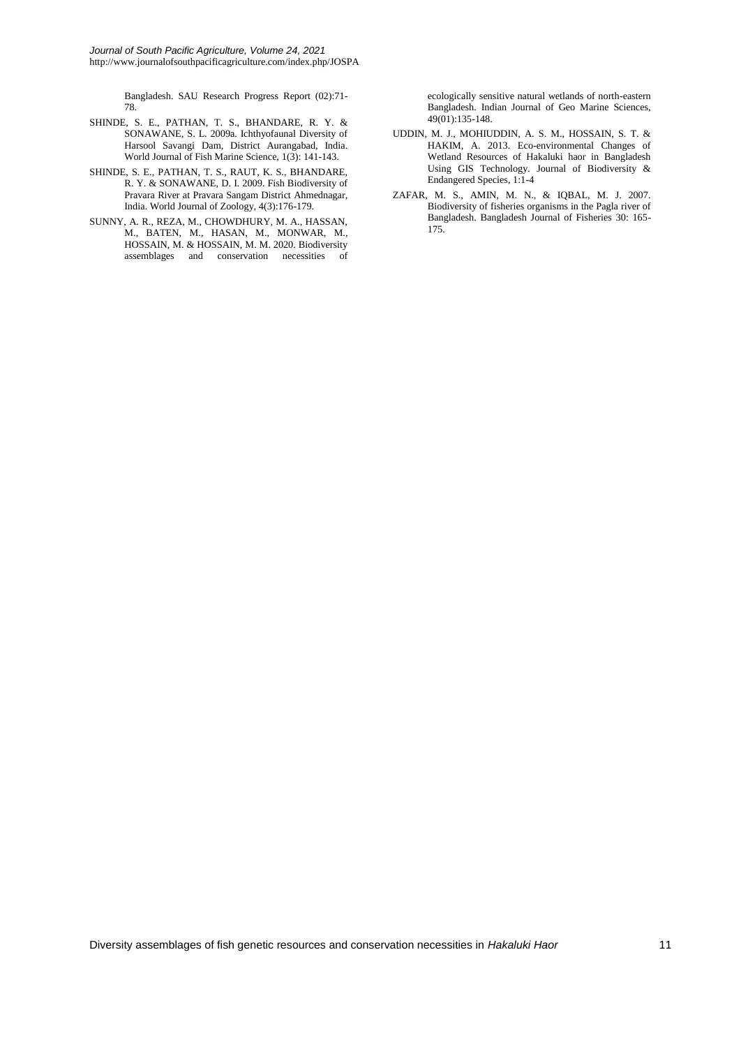Bangladesh. SAU Research Progress Report (02):71-78.

SHINDE, S. E., PATHAN, T. S., BHANDARE, R. Y. & SONAWANE, S. L. 2009a. Ichthyofaunal Diversity of Harsool Savangi Dam, District Aurangabad, India. World Journal of Fish Marine Science, 1(3): 141-143.

SHINDE, S. E., PATHAN, T. S., RAUT, K. S., BHANDARE, R. Y. & SONAWANE, D. I. 2009. Fish Biodiversity of Pravara River at Pravara Sangam District Ahmednagar, India. World Journal of Zoology, 4(3):176-179.

SUNNY, A. R., REZA, M., CHOWDHURY, M. A., HASSAN, M., BATEN, M., HASAN, M., MONWAR, M., HOSSAIN, M. & HOSSAIN, M. M. 2020. Biodiversity assemblages and conservation necessities of ecologically sensitive natural wetlands of north-eastern Bangladesh. Indian Journal of Geo Marine Sciences, 49(01):135-148.

UDDIN, M. J., MOHIUDDIN, A. S. M., HOSSAIN, S. T. & HAKIM, A. 2013. Eco-environmental Changes of Wetland Resources of Hakaluki haor in Bangladesh Using GIS Technology. Journal of Biodiversity & Endangered Species, 1:1-4

ZAFAR, M. S., AMIN, M. N., & IQBAL, M. J. 2007. Biodiversity of fisheries organisms in the Pagla river of Bangladesh. Bangladesh Journal of Fisheries 30: 165-175.